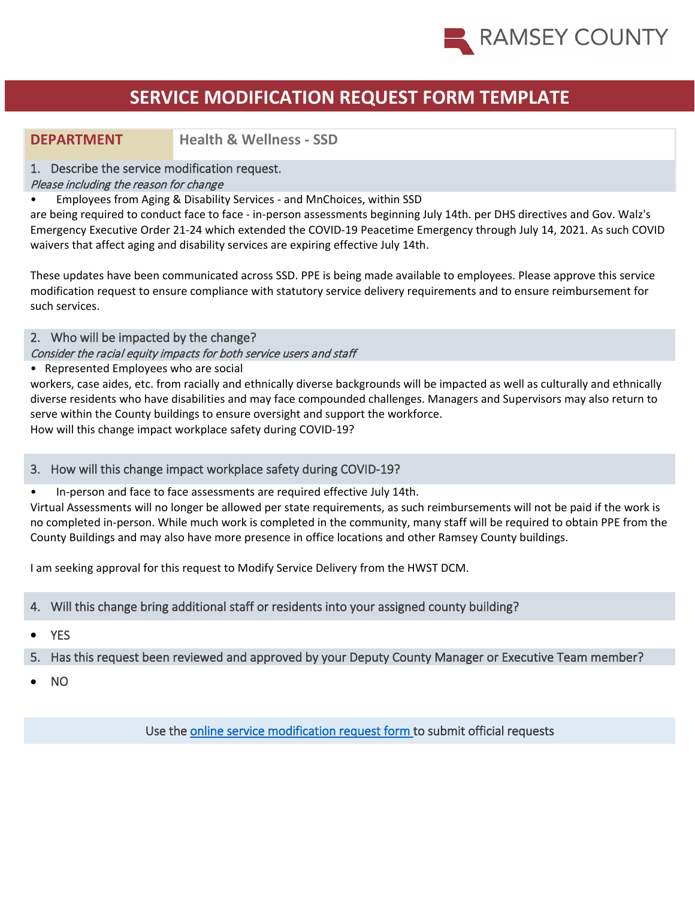RAMSEY COUNTY

# SERVICE MODIFICATION REQUEST FORM TEMPLATE

| **DEPARTMENT** | **Health & Wellness - SSD** |
|---|---|

## 1. Describe the service modification request.

*Please including the reason for change*

- Employees from Aging & Disability Services - and MnChoices, within SSD

are being required to conduct face to face - in-person assessments beginning July 14th. per DHS directives and Gov. Walz's Emergency Executive Order 21-24 which extended the COVID-19 Peacetime Emergency through July 14, 2021. As such COVID waivers that affect aging and disability services are expiring effective July 14th.

These updates have been communicated across SSD. PPE is being made available to employees. Please approve this service modification request to ensure compliance with statutory service delivery requirements and to ensure reimbursement for such services.

## 2. Who will be impacted by the change?

*Consider the racial equity impacts for both service users and staff*

- Represented Employees who are social

workers, case aides, etc. from racially and ethnically diverse backgrounds will be impacted as well as culturally and ethnically diverse residents who have disabilities and may face compounded challenges. Managers and Supervisors may also return to serve within the County buildings to ensure oversight and support the workforce.
How will this change impact workplace safety during COVID-19?

## 3. How will this change impact workplace safety during COVID-19?

- In-person and face to face assessments are required effective July 14th.

Virtual Assessments will no longer be allowed per state requirements, as such reimbursements will not be paid if the work is no completed in-person. While much work is completed in the community, many staff will be required to obtain PPE from the County Buildings and may also have more presence in office locations and other Ramsey County buildings.

I am seeking approval for this request to Modify Service Delivery from the HWST DCM.

## 4. Will this change bring additional staff or residents into your assigned county building?

- YES

## 5. Has this request been reviewed and approved by your Deputy County Manager or Executive Team member?

- NO

Use the [online service modification request form](#) to submit official requests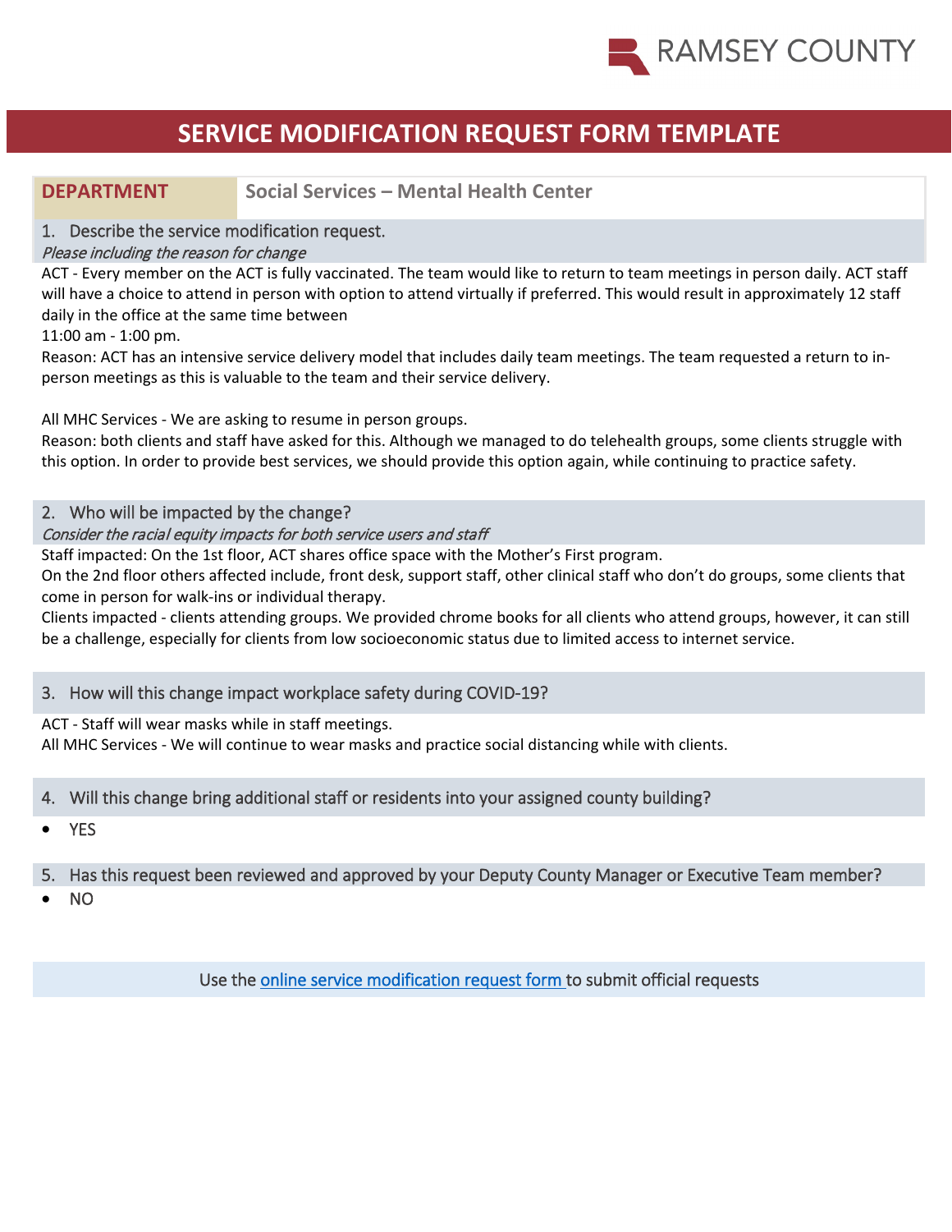RAMSEY COUNTY

# SERVICE MODIFICATION REQUEST FORM TEMPLATE

| DEPARTMENT | Social Services – Mental Health Center |
|---|---|

## 1. Describe the service modification request.

*Please including the reason for change*

ACT - Every member on the ACT is fully vaccinated. The team would like to return to team meetings in person daily. ACT staff will have a choice to attend in person with option to attend virtually if preferred. This would result in approximately 12 staff daily in the office at the same time between

11:00 am - 1:00 pm.

Reason: ACT has an intensive service delivery model that includes daily team meetings. The team requested a return to in-person meetings as this is valuable to the team and their service delivery.

All MHC Services - We are asking to resume in person groups.

Reason: both clients and staff have asked for this. Although we managed to do telehealth groups, some clients struggle with this option. In order to provide best services, we should provide this option again, while continuing to practice safety.

## 2. Who will be impacted by the change?

*Consider the racial equity impacts for both service users and staff*

Staff impacted: On the 1st floor, ACT shares office space with the Mother's First program.

On the 2nd floor others affected include, front desk, support staff, other clinical staff who don't do groups, some clients that come in person for walk-ins or individual therapy.

Clients impacted - clients attending groups. We provided chrome books for all clients who attend groups, however, it can still be a challenge, especially for clients from low socioeconomic status due to limited access to internet service.

## 3. How will this change impact workplace safety during COVID-19?

ACT - Staff will wear masks while in staff meetings.

All MHC Services - We will continue to wear masks and practice social distancing while with clients.

## 4. Will this change bring additional staff or residents into your assigned county building?

- YES

## 5. Has this request been reviewed and approved by your Deputy County Manager or Executive Team member?

- NO

Use the online service modification request form to submit official requests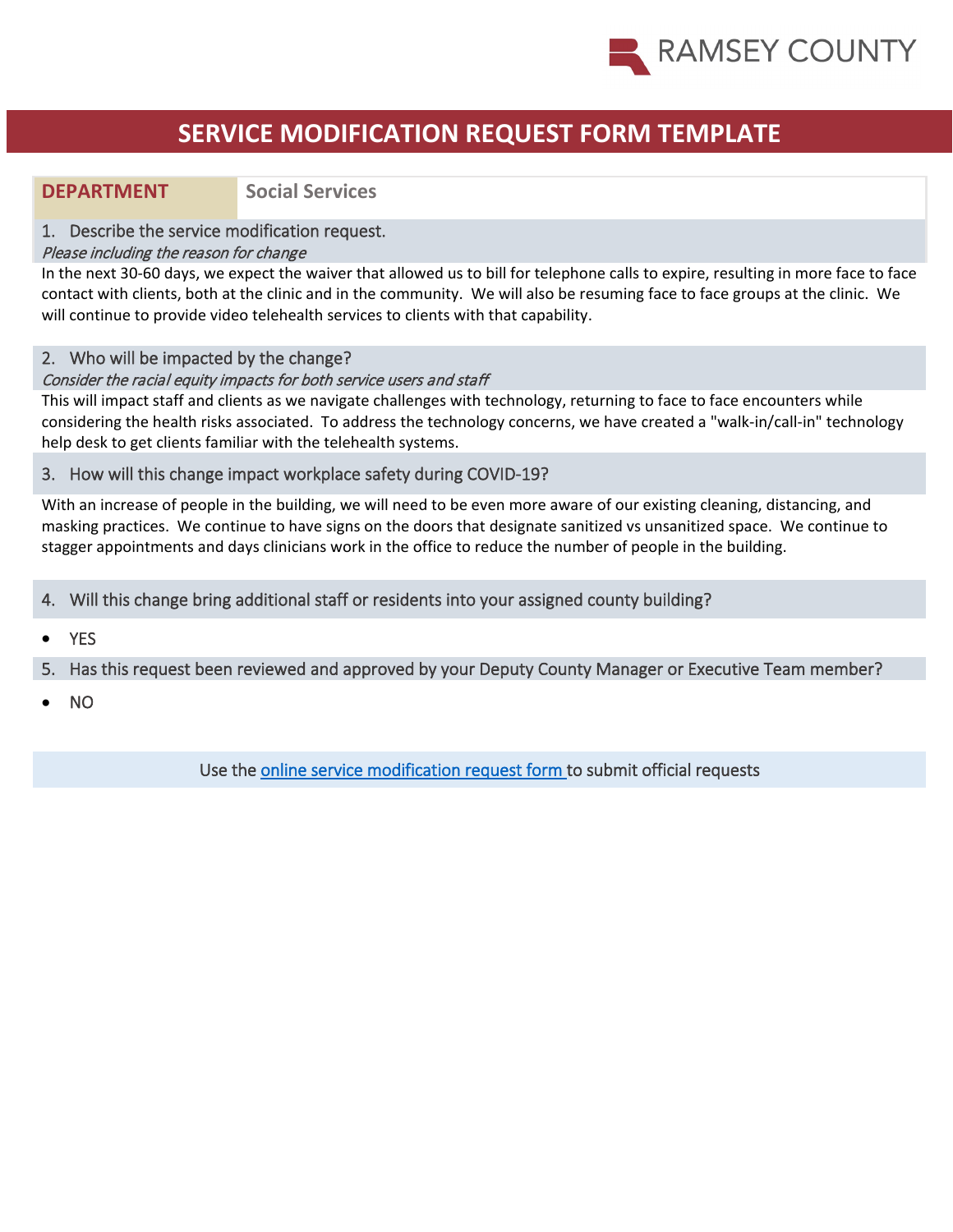RAMSEY COUNTY

# SERVICE MODIFICATION REQUEST FORM TEMPLATE

| DEPARTMENT | Social Services |
|---|---|

1. Describe the service modification request.

*Please including the reason for change*

In the next 30-60 days, we expect the waiver that allowed us to bill for telephone calls to expire, resulting in more face to face contact with clients, both at the clinic and in the community. We will also be resuming face to face groups at the clinic. We will continue to provide video telehealth services to clients with that capability.

2. Who will be impacted by the change?

*Consider the racial equity impacts for both service users and staff*

This will impact staff and clients as we navigate challenges with technology, returning to face to face encounters while considering the health risks associated. To address the technology concerns, we have created a "walk-in/call-in" technology help desk to get clients familiar with the telehealth systems.

3. How will this change impact workplace safety during COVID-19?

With an increase of people in the building, we will need to be even more aware of our existing cleaning, distancing, and masking practices. We continue to have signs on the doors that designate sanitized vs unsanitized space. We continue to stagger appointments and days clinicians work in the office to reduce the number of people in the building.

4. Will this change bring additional staff or residents into your assigned county building?

- YES

5. Has this request been reviewed and approved by your Deputy County Manager or Executive Team member?

- NO

Use the online service modification request form to submit official requests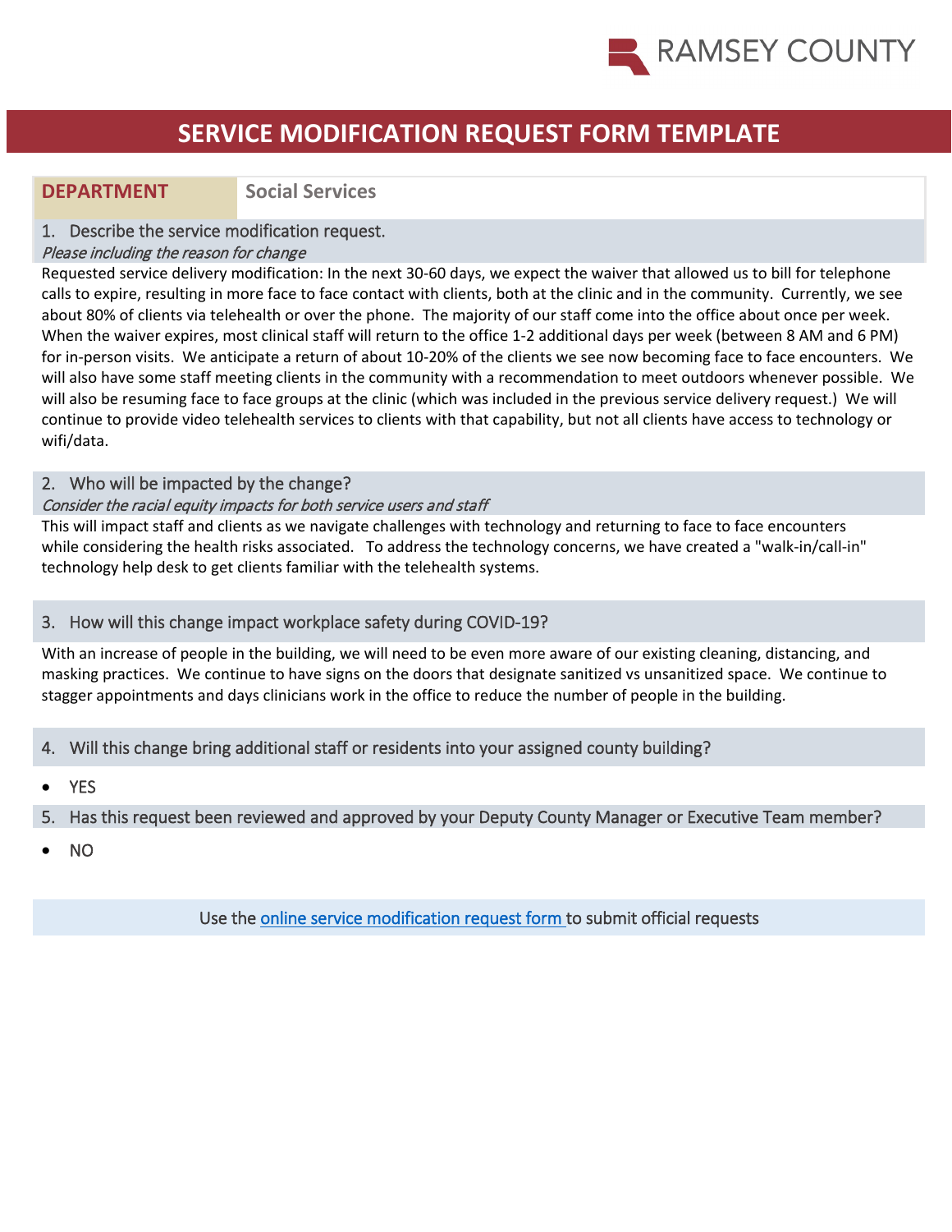RAMSEY COUNTY

# SERVICE MODIFICATION REQUEST FORM TEMPLATE

| **DEPARTMENT** | **Social Services** |
|---|---|

## 1. Describe the service modification request.

*Please including the reason for change*

Requested service delivery modification: In the next 30-60 days, we expect the waiver that allowed us to bill for telephone calls to expire, resulting in more face to face contact with clients, both at the clinic and in the community. Currently, we see about 80% of clients via telehealth or over the phone. The majority of our staff come into the office about once per week. When the waiver expires, most clinical staff will return to the office 1-2 additional days per week (between 8 AM and 6 PM) for in-person visits. We anticipate a return of about 10-20% of the clients we see now becoming face to face encounters. We will also have some staff meeting clients in the community with a recommendation to meet outdoors whenever possible. We will also be resuming face to face groups at the clinic (which was included in the previous service delivery request.) We will continue to provide video telehealth services to clients with that capability, but not all clients have access to technology or wifi/data.

## 2. Who will be impacted by the change?

*Consider the racial equity impacts for both service users and staff*

This will impact staff and clients as we navigate challenges with technology and returning to face to face encounters while considering the health risks associated. To address the technology concerns, we have created a "walk-in/call-in" technology help desk to get clients familiar with the telehealth systems.

## 3. How will this change impact workplace safety during COVID-19?

With an increase of people in the building, we will need to be even more aware of our existing cleaning, distancing, and masking practices. We continue to have signs on the doors that designate sanitized vs unsanitized space. We continue to stagger appointments and days clinicians work in the office to reduce the number of people in the building.

## 4. Will this change bring additional staff or residents into your assigned county building?

- YES

## 5. Has this request been reviewed and approved by your Deputy County Manager or Executive Team member?

- NO

Use the online service modification request form to submit official requests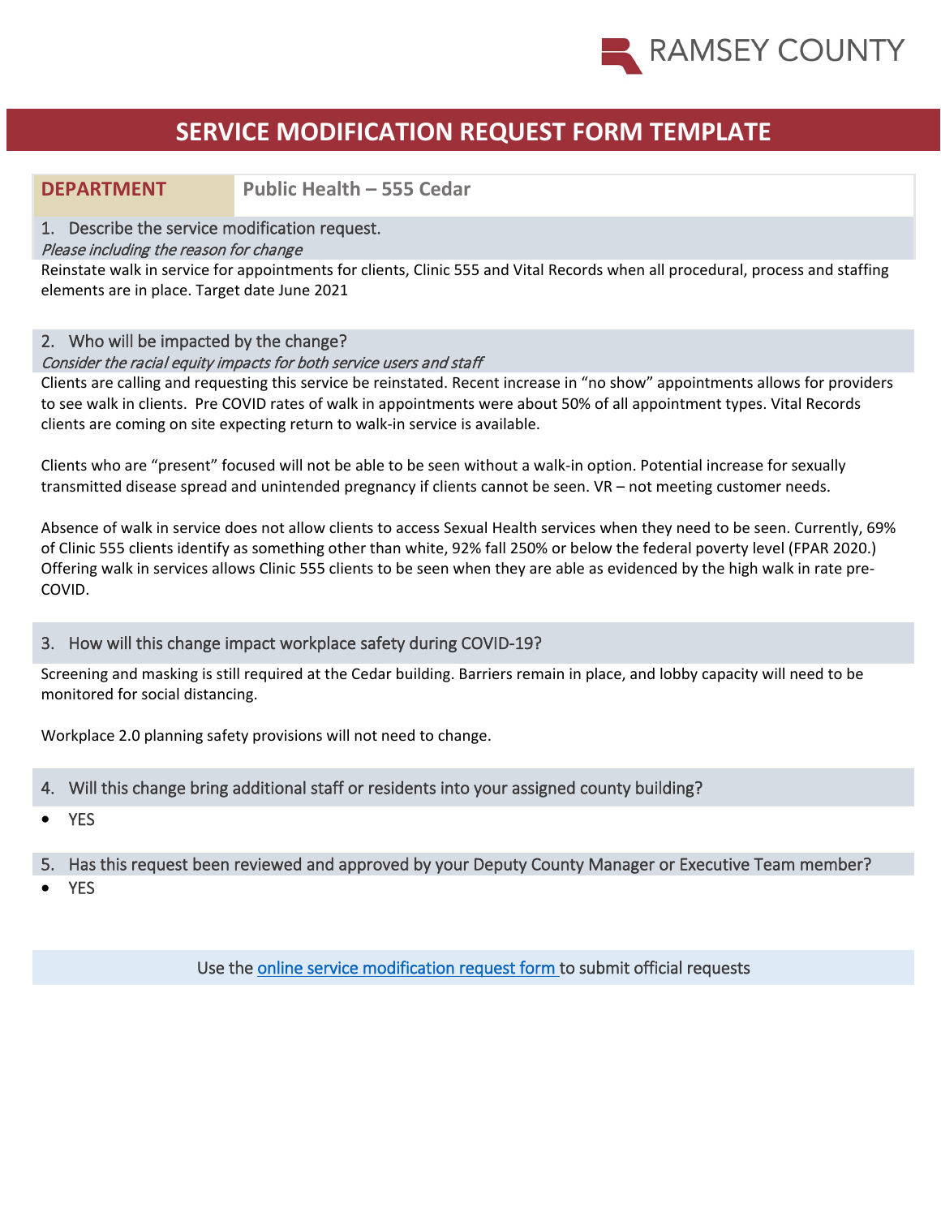# SERVICE MODIFICATION REQUEST FORM TEMPLATE

| DEPARTMENT | Public Health – 555 Cedar |
|---|---|

## 1. Describe the service modification request.

*Please including the reason for change*

Reinstate walk in service for appointments for clients, Clinic 555 and Vital Records when all procedural, process and staffing elements are in place. Target date June 2021

## 2. Who will be impacted by the change?

*Consider the racial equity impacts for both service users and staff*

Clients are calling and requesting this service be reinstated. Recent increase in "no show" appointments allows for providers to see walk in clients. Pre COVID rates of walk in appointments were about 50% of all appointment types. Vital Records clients are coming on site expecting return to walk-in service is available.

Clients who are "present" focused will not be able to be seen without a walk-in option. Potential increase for sexually transmitted disease spread and unintended pregnancy if clients cannot be seen. VR – not meeting customer needs.

Absence of walk in service does not allow clients to access Sexual Health services when they need to be seen. Currently, 69% of Clinic 555 clients identify as something other than white, 92% fall 250% or below the federal poverty level (FPAR 2020.) Offering walk in services allows Clinic 555 clients to be seen when they are able as evidenced by the high walk in rate pre-COVID.

## 3. How will this change impact workplace safety during COVID-19?

Screening and masking is still required at the Cedar building. Barriers remain in place, and lobby capacity will need to be monitored for social distancing.

Workplace 2.0 planning safety provisions will not need to change.

## 4. Will this change bring additional staff or residents into your assigned county building?

- YES

## 5. Has this request been reviewed and approved by your Deputy County Manager or Executive Team member?

- YES

Use the [online service modification request form](online service modification request form) to submit official requests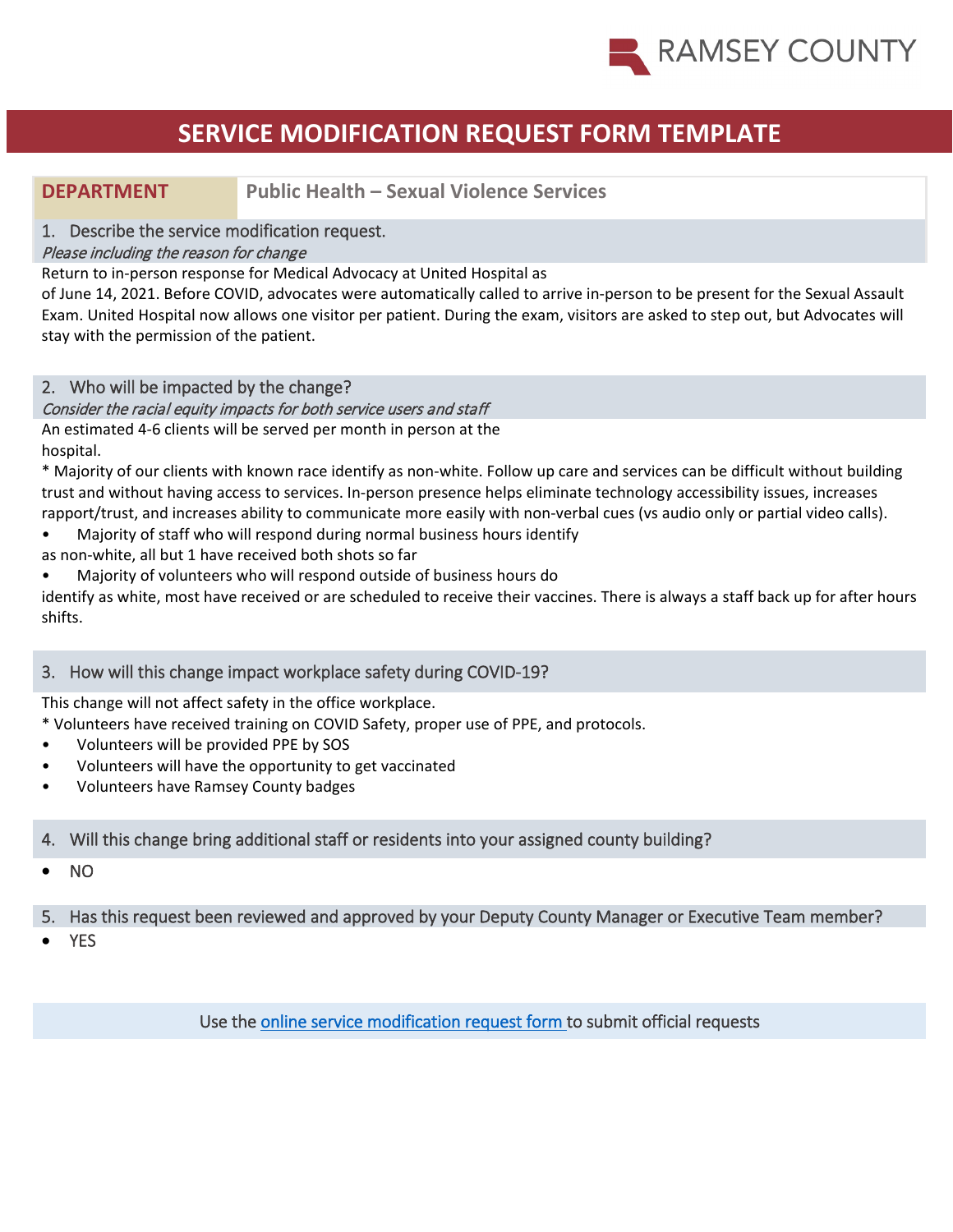RAMSEY COUNTY

# SERVICE MODIFICATION REQUEST FORM TEMPLATE

| **DEPARTMENT** | **Public Health – Sexual Violence Services** |
|---|---|

## 1. Describe the service modification request.

*Please including the reason for change*

Return to in-person response for Medical Advocacy at United Hospital as of June 14, 2021. Before COVID, advocates were automatically called to arrive in-person to be present for the Sexual Assault Exam. United Hospital now allows one visitor per patient. During the exam, visitors are asked to step out, but Advocates will stay with the permission of the patient.

## 2. Who will be impacted by the change?

*Consider the racial equity impacts for both service users and staff*

An estimated 4-6 clients will be served per month in person at the hospital.

* Majority of our clients with known race identify as non-white. Follow up care and services can be difficult without building trust and without having access to services. In-person presence helps eliminate technology accessibility issues, increases rapport/trust, and increases ability to communicate more easily with non-verbal cues (vs audio only or partial video calls).

- Majority of staff who will respond during normal business hours identify as non-white, all but 1 have received both shots so far
- Majority of volunteers who will respond outside of business hours do identify as white, most have received or are scheduled to receive their vaccines. There is always a staff back up for after hours shifts.

## 3. How will this change impact workplace safety during COVID-19?

This change will not affect safety in the office workplace.

* Volunteers have received training on COVID Safety, proper use of PPE, and protocols.

- Volunteers will be provided PPE by SOS
- Volunteers will have the opportunity to get vaccinated
- Volunteers have Ramsey County badges

## 4. Will this change bring additional staff or residents into your assigned county building?

- NO

## 5. Has this request been reviewed and approved by your Deputy County Manager or Executive Team member?

- YES

Use the online service modification request form to submit official requests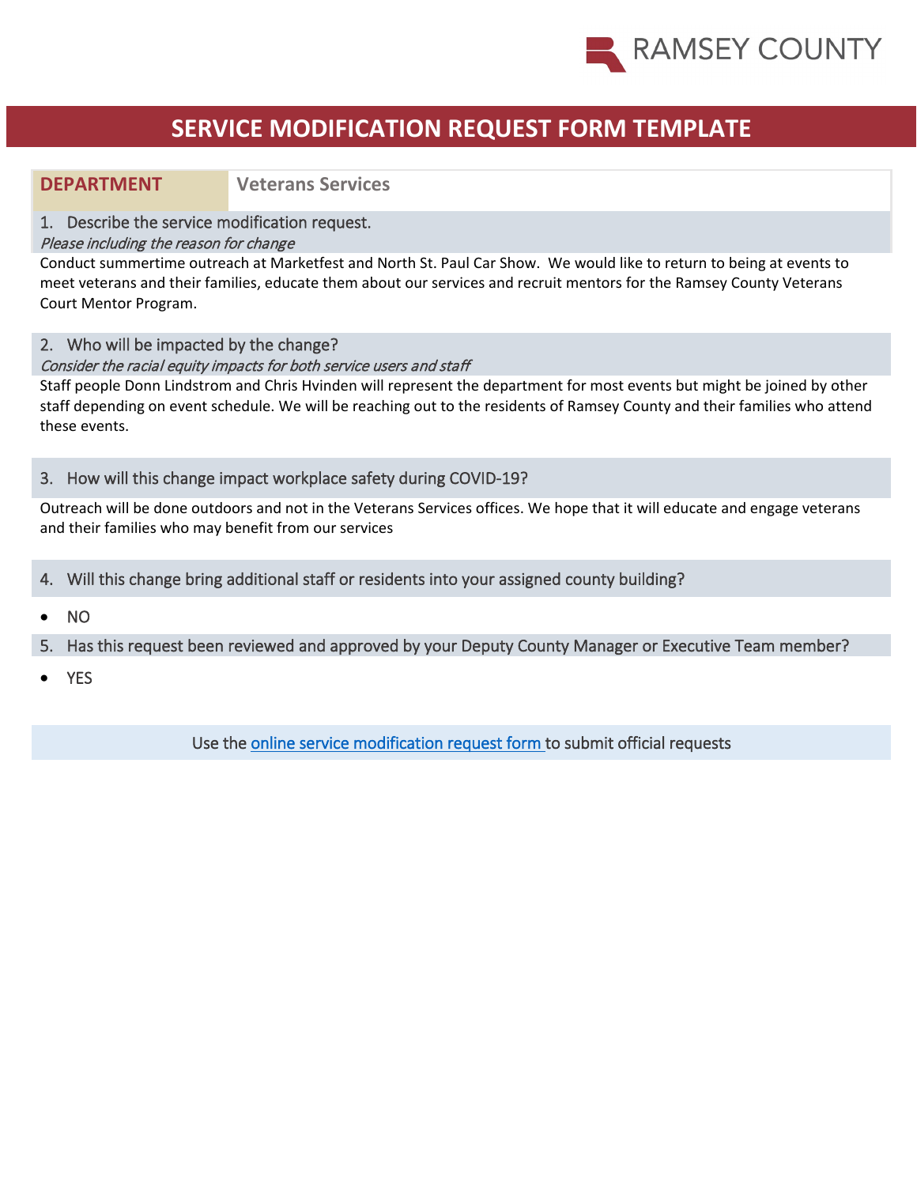RAMSEY COUNTY

# SERVICE MODIFICATION REQUEST FORM TEMPLATE

| **DEPARTMENT** | **Veterans Services** |
|---|---|

1. Describe the service modification request.
*Please including the reason for change*

Conduct summertime outreach at Marketfest and North St. Paul Car Show. We would like to return to being at events to meet veterans and their families, educate them about our services and recruit mentors for the Ramsey County Veterans Court Mentor Program.

2. Who will be impacted by the change?
*Consider the racial equity impacts for both service users and staff*

Staff people Donn Lindstrom and Chris Hvinden will represent the department for most events but might be joined by other staff depending on event schedule. We will be reaching out to the residents of Ramsey County and their families who attend these events.

3. How will this change impact workplace safety during COVID-19?

Outreach will be done outdoors and not in the Veterans Services offices. We hope that it will educate and engage veterans and their families who may benefit from our services

4. Will this change bring additional staff or residents into your assigned county building?

- NO

5. Has this request been reviewed and approved by your Deputy County Manager or Executive Team member?

- YES

Use the online service modification request form to submit official requests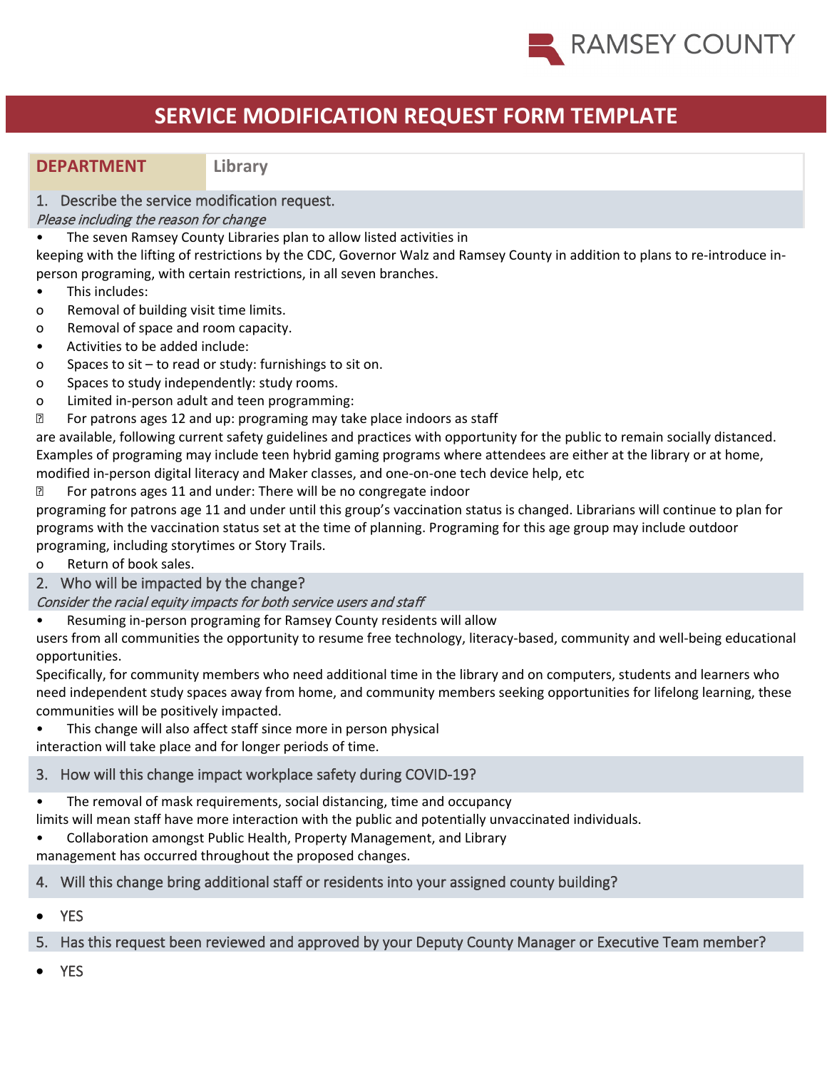# SERVICE MODIFICATION REQUEST FORM TEMPLATE

| DEPARTMENT | Library |
|---|---|

## 1. Describe the service modification request.

*Please including the reason for change*

- The seven Ramsey County Libraries plan to allow listed activities in keeping with the lifting of restrictions by the CDC, Governor Walz and Ramsey County in addition to plans to re-introduce in-person programing, with certain restrictions, in all seven branches.
- This includes:
  - Removal of building visit time limits.
  - Removal of space and room capacity.
- Activities to be added include:
  - Spaces to sit – to read or study: furnishings to sit on.
  - Spaces to study independently: study rooms.
  - Limited in-person adult and teen programming:
    - For patrons ages 12 and up: programing may take place indoors as staff are available, following current safety guidelines and practices with opportunity for the public to remain socially distanced. Examples of programing may include teen hybrid gaming programs where attendees are either at the library or at home, modified in-person digital literacy and Maker classes, and one-on-one tech device help, etc
    - For patrons ages 11 and under: There will be no congregate indoor programing for patrons age 11 and under until this group's vaccination status is changed. Librarians will continue to plan for programs with the vaccination status set at the time of planning. Programing for this age group may include outdoor programing, including storytimes or Story Trails.
  - Return of book sales.

## 2. Who will be impacted by the change?

*Consider the racial equity impacts for both service users and staff*

- Resuming in-person programing for Ramsey County residents will allow users from all communities the opportunity to resume free technology, literacy-based, community and well-being educational opportunities.

Specifically, for community members who need additional time in the library and on computers, students and learners who need independent study spaces away from home, and community members seeking opportunities for lifelong learning, these communities will be positively impacted.

- This change will also affect staff since more in person physical interaction will take place and for longer periods of time.

## 3. How will this change impact workplace safety during COVID-19?

- The removal of mask requirements, social distancing, time and occupancy limits will mean staff have more interaction with the public and potentially unvaccinated individuals.
- Collaboration amongst Public Health, Property Management, and Library management has occurred throughout the proposed changes.

## 4. Will this change bring additional staff or residents into your assigned county building?

- YES

## 5. Has this request been reviewed and approved by your Deputy County Manager or Executive Team member?

- YES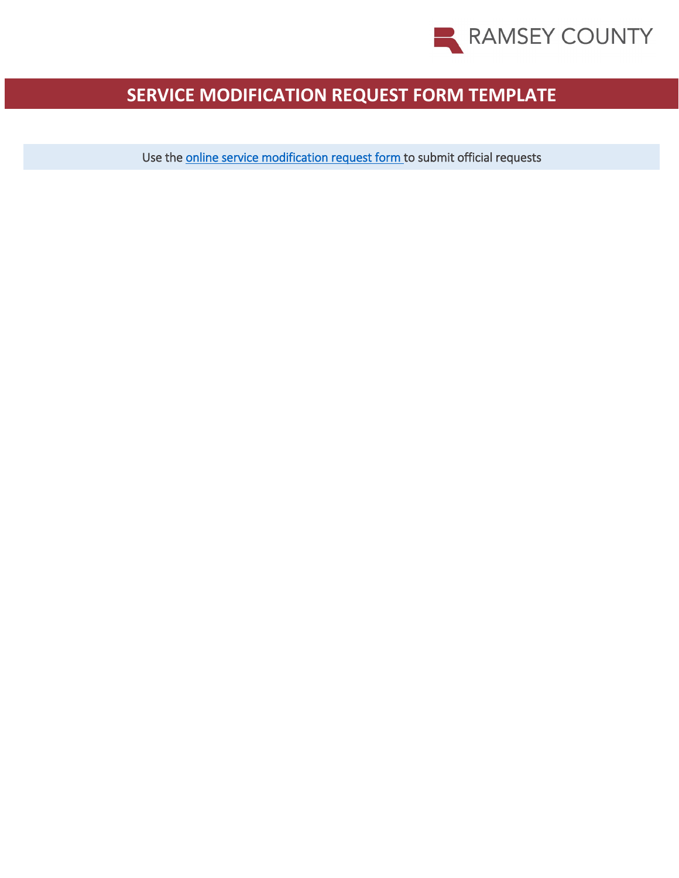RAMSEY COUNTY

# SERVICE MODIFICATION REQUEST FORM TEMPLATE

Use the online service modification request form to submit official requests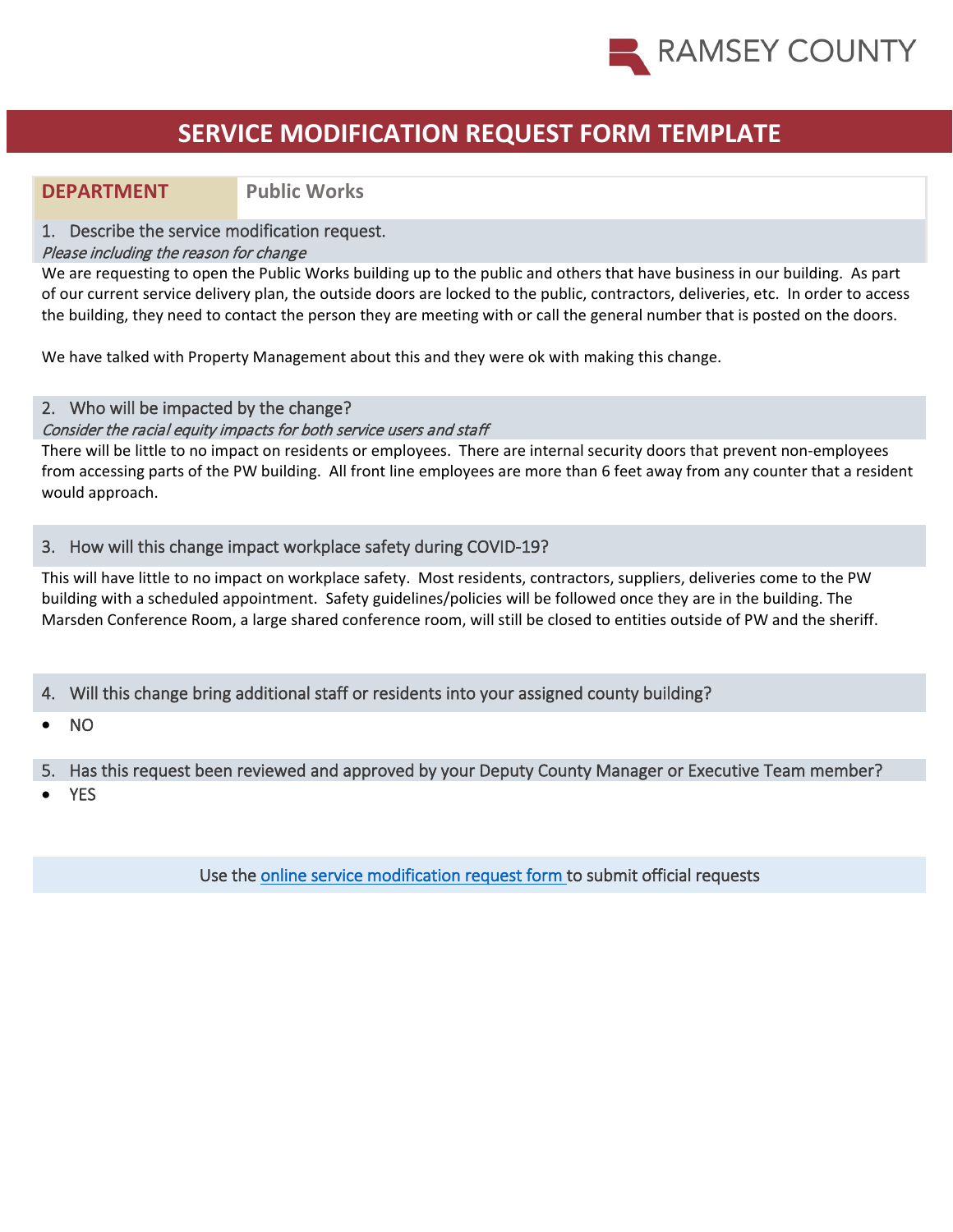RAMSEY COUNTY

# SERVICE MODIFICATION REQUEST FORM TEMPLATE

| | |
|---|---|
| **DEPARTMENT** | **Public Works** |

## 1. Describe the service modification request.

*Please including the reason for change*

We are requesting to open the Public Works building up to the public and others that have business in our building. As part of our current service delivery plan, the outside doors are locked to the public, contractors, deliveries, etc. In order to access the building, they need to contact the person they are meeting with or call the general number that is posted on the doors.

We have talked with Property Management about this and they were ok with making this change.

## 2. Who will be impacted by the change?

*Consider the racial equity impacts for both service users and staff*

There will be little to no impact on residents or employees. There are internal security doors that prevent non-employees from accessing parts of the PW building. All front line employees are more than 6 feet away from any counter that a resident would approach.

## 3. How will this change impact workplace safety during COVID-19?

This will have little to no impact on workplace safety. Most residents, contractors, suppliers, deliveries come to the PW building with a scheduled appointment. Safety guidelines/policies will be followed once they are in the building. The Marsden Conference Room, a large shared conference room, will still be closed to entities outside of PW and the sheriff.

## 4. Will this change bring additional staff or residents into your assigned county building?

- NO

## 5. Has this request been reviewed and approved by your Deputy County Manager or Executive Team member?

- YES

Use the online service modification request form to submit official requests